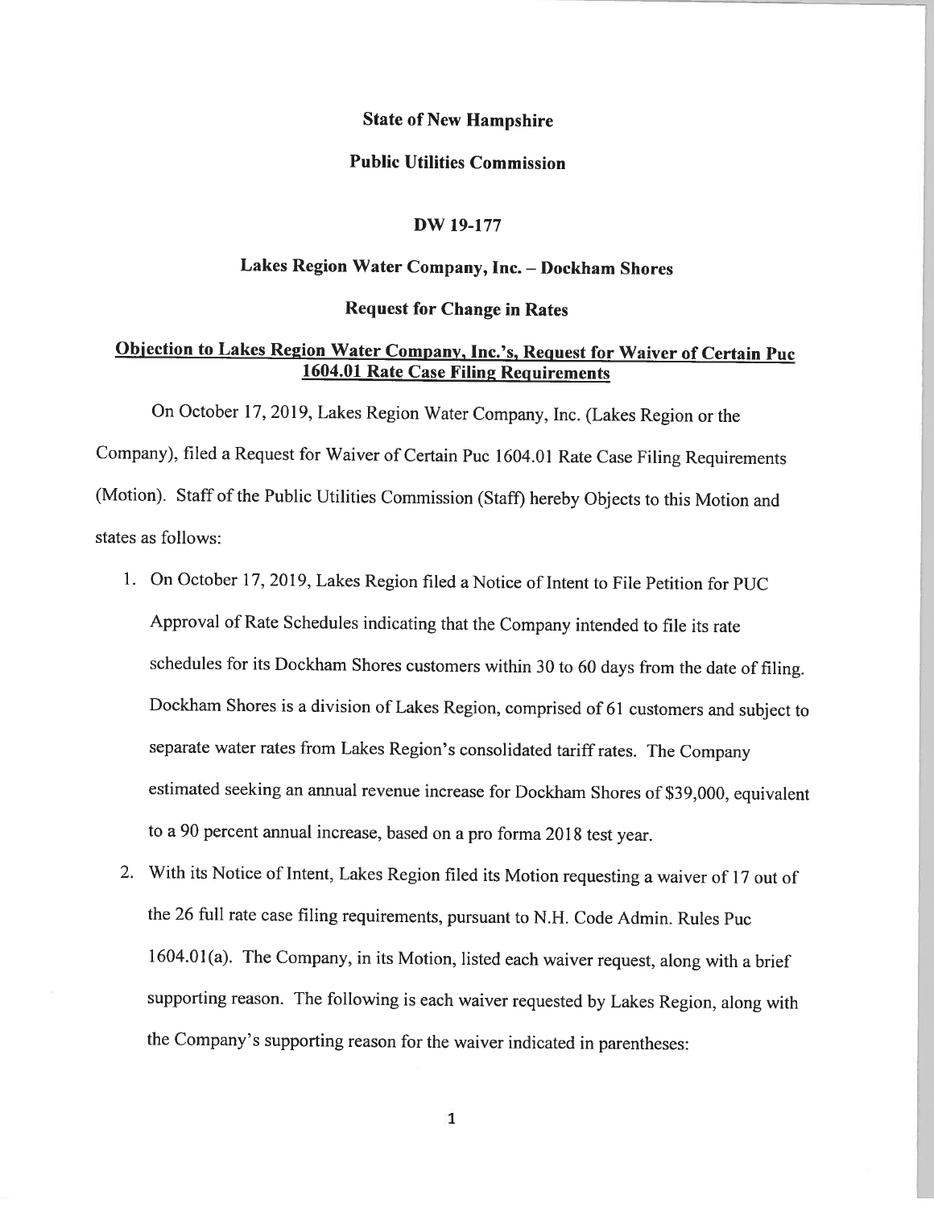**State of New Hampshire**

**Public Utilities Commission**

**DW 19-177**

**Lakes Region Water Company, Inc. – Dockham Shores**

**Request for Change in Rates**

**Objection to Lakes Region Water Company, Inc.'s, Request for Waiver of Certain Puc 1604.01 Rate Case Filing Requirements**

On October 17, 2019, Lakes Region Water Company, Inc. (Lakes Region or the Company), filed a Request for Waiver of Certain Puc 1604.01 Rate Case Filing Requirements (Motion). Staff of the Public Utilities Commission (Staff) hereby Objects to this Motion and states as follows:

1. On October 17, 2019, Lakes Region filed a Notice of Intent to File Petition for PUC Approval of Rate Schedules indicating that the Company intended to file its rate schedules for its Dockham Shores customers within 30 to 60 days from the date of filing. Dockham Shores is a division of Lakes Region, comprised of 61 customers and subject to separate water rates from Lakes Region's consolidated tariff rates. The Company estimated seeking an annual revenue increase for Dockham Shores of $39,000, equivalent to a 90 percent annual increase, based on a pro forma 2018 test year.
2. With its Notice of Intent, Lakes Region filed its Motion requesting a waiver of 17 out of the 26 full rate case filing requirements, pursuant to N.H. Code Admin. Rules Puc 1604.01(a). The Company, in its Motion, listed each waiver request, along with a brief supporting reason. The following is each waiver requested by Lakes Region, along with the Company's supporting reason for the waiver indicated in parentheses: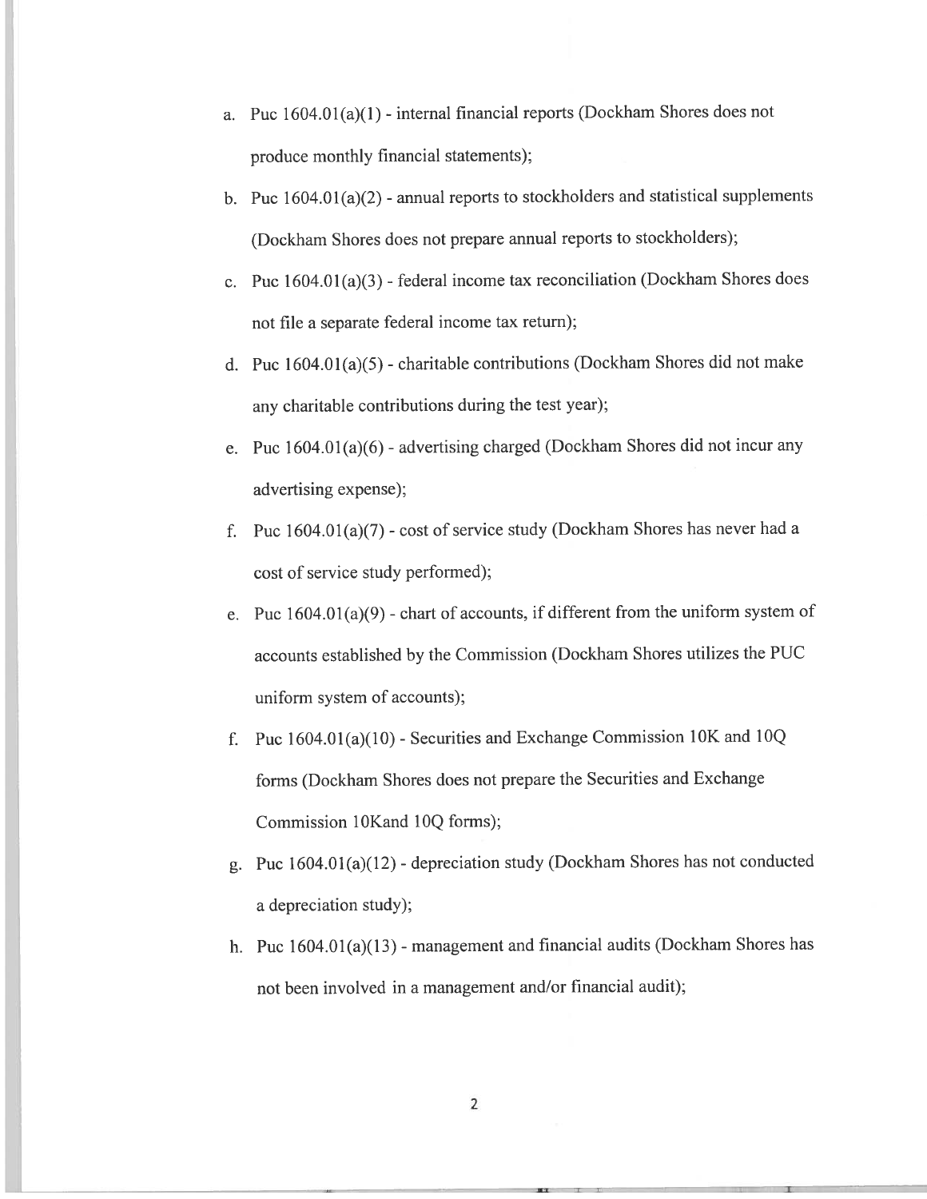a. Puc 1604.01(a)(1) - internal financial reports (Dockham Shores does not produce monthly financial statements);

b. Puc 1604.01(a)(2) - annual reports to stockholders and statistical supplements (Dockham Shores does not prepare annual reports to stockholders);

c. Puc 1604.01(a)(3) - federal income tax reconciliation (Dockham Shores does not file a separate federal income tax return);

d. Puc 1604.01(a)(5) - charitable contributions (Dockham Shores did not make any charitable contributions during the test year);

e. Puc 1604.01(a)(6) - advertising charged (Dockham Shores did not incur any advertising expense);

f. Puc 1604.01(a)(7) - cost of service study (Dockham Shores has never had a cost of service study performed);

e. Puc 1604.01(a)(9) - chart of accounts, if different from the uniform system of accounts established by the Commission (Dockham Shores utilizes the PUC uniform system of accounts);

f. Puc 1604.01(a)(10) - Securities and Exchange Commission 10K and 10Q forms (Dockham Shores does not prepare the Securities and Exchange Commission 10Kand 10Q forms);

g. Puc 1604.01(a)(12) - depreciation study (Dockham Shores has not conducted a depreciation study);

h. Puc 1604.01(a)(13) - management and financial audits (Dockham Shores has not been involved in a management and/or financial audit);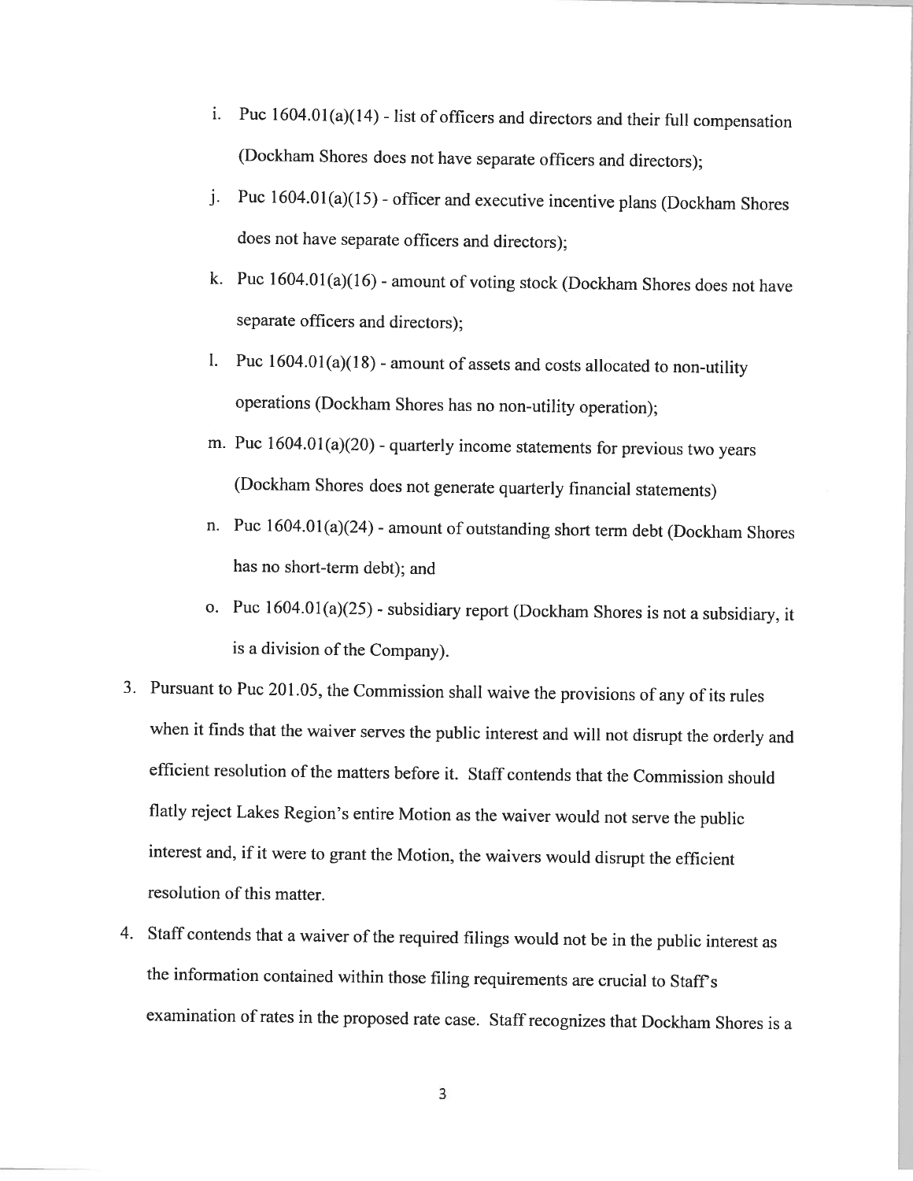i. Puc 1604.01(a)(14) - list of officers and directors and their full compensation (Dockham Shores does not have separate officers and directors);
   j. Puc 1604.01(a)(15) - officer and executive incentive plans (Dockham Shores does not have separate officers and directors);
   k. Puc 1604.01(a)(16) - amount of voting stock (Dockham Shores does not have separate officers and directors);
   l. Puc 1604.01(a)(18) - amount of assets and costs allocated to non-utility operations (Dockham Shores has no non-utility operation);
   m. Puc 1604.01(a)(20) - quarterly income statements for previous two years (Dockham Shores does not generate quarterly financial statements)
   n. Puc 1604.01(a)(24) - amount of outstanding short term debt (Dockham Shores has no short-term debt); and
   o. Puc 1604.01(a)(25) - subsidiary report (Dockham Shores is not a subsidiary, it is a division of the Company).

3. Pursuant to Puc 201.05, the Commission shall waive the provisions of any of its rules when it finds that the waiver serves the public interest and will not disrupt the orderly and efficient resolution of the matters before it. Staff contends that the Commission should flatly reject Lakes Region's entire Motion as the waiver would not serve the public interest and, if it were to grant the Motion, the waivers would disrupt the efficient resolution of this matter.

4. Staff contends that a waiver of the required filings would not be in the public interest as the information contained within those filing requirements are crucial to Staff's examination of rates in the proposed rate case. Staff recognizes that Dockham Shores is a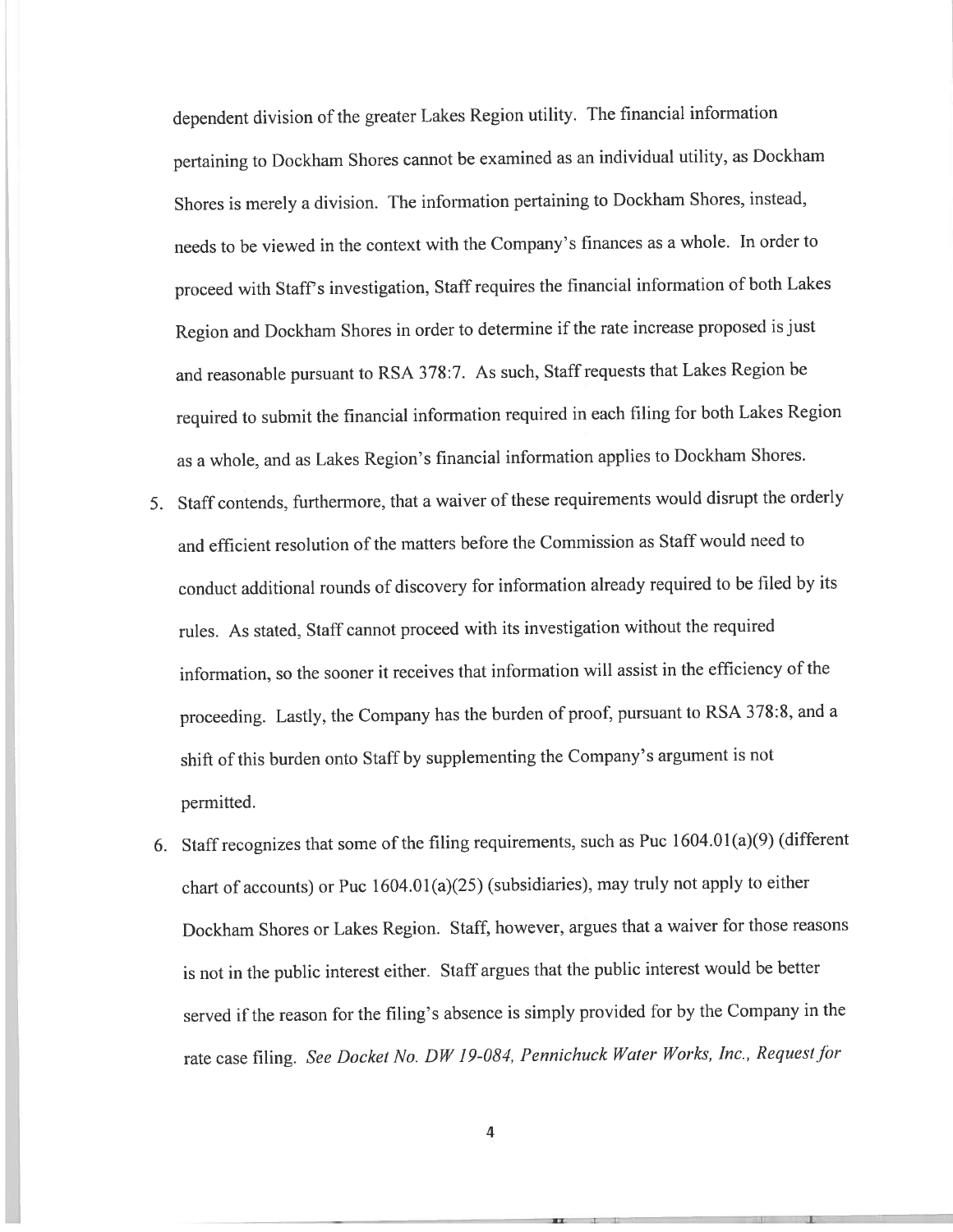dependent division of the greater Lakes Region utility. The financial information pertaining to Dockham Shores cannot be examined as an individual utility, as Dockham Shores is merely a division. The information pertaining to Dockham Shores, instead, needs to be viewed in the context with the Company's finances as a whole. In order to proceed with Staff's investigation, Staff requires the financial information of both Lakes Region and Dockham Shores in order to determine if the rate increase proposed is just and reasonable pursuant to RSA 378:7. As such, Staff requests that Lakes Region be required to submit the financial information required in each filing for both Lakes Region as a whole, and as Lakes Region's financial information applies to Dockham Shores.

5. Staff contends, furthermore, that a waiver of these requirements would disrupt the orderly and efficient resolution of the matters before the Commission as Staff would need to conduct additional rounds of discovery for information already required to be filed by its rules. As stated, Staff cannot proceed with its investigation without the required information, so the sooner it receives that information will assist in the efficiency of the proceeding. Lastly, the Company has the burden of proof, pursuant to RSA 378:8, and a shift of this burden onto Staff by supplementing the Company's argument is not permitted.

6. Staff recognizes that some of the filing requirements, such as Puc 1604.01(a)(9) (different chart of accounts) or Puc 1604.01(a)(25) (subsidiaries), may truly not apply to either Dockham Shores or Lakes Region. Staff, however, argues that a waiver for those reasons is not in the public interest either. Staff argues that the public interest would be better served if the reason for the filing's absence is simply provided for by the Company in the rate case filing. *See Docket No. DW 19-084, Pennichuck Water Works, Inc., Request for*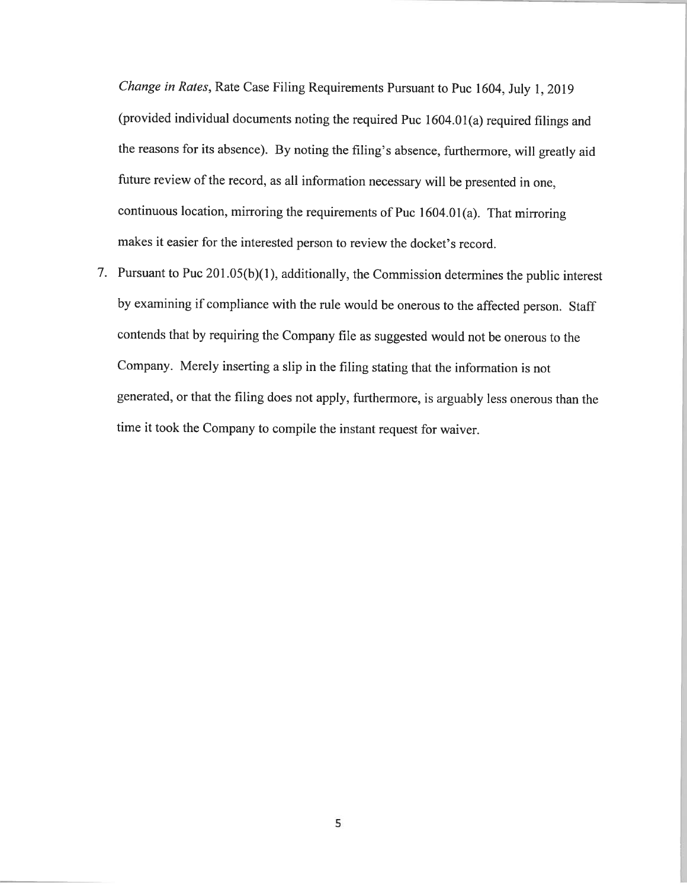*Change in Rates*, Rate Case Filing Requirements Pursuant to Puc 1604, July 1, 2019 (provided individual documents noting the required Puc 1604.01(a) required filings and the reasons for its absence). By noting the filing's absence, furthermore, will greatly aid future review of the record, as all information necessary will be presented in one, continuous location, mirroring the requirements of Puc 1604.01(a). That mirroring makes it easier for the interested person to review the docket's record.

7. Pursuant to Puc 201.05(b)(1), additionally, the Commission determines the public interest by examining if compliance with the rule would be onerous to the affected person. Staff contends that by requiring the Company file as suggested would not be onerous to the Company. Merely inserting a slip in the filing stating that the information is not generated, or that the filing does not apply, furthermore, is arguably less onerous than the time it took the Company to compile the instant request for waiver.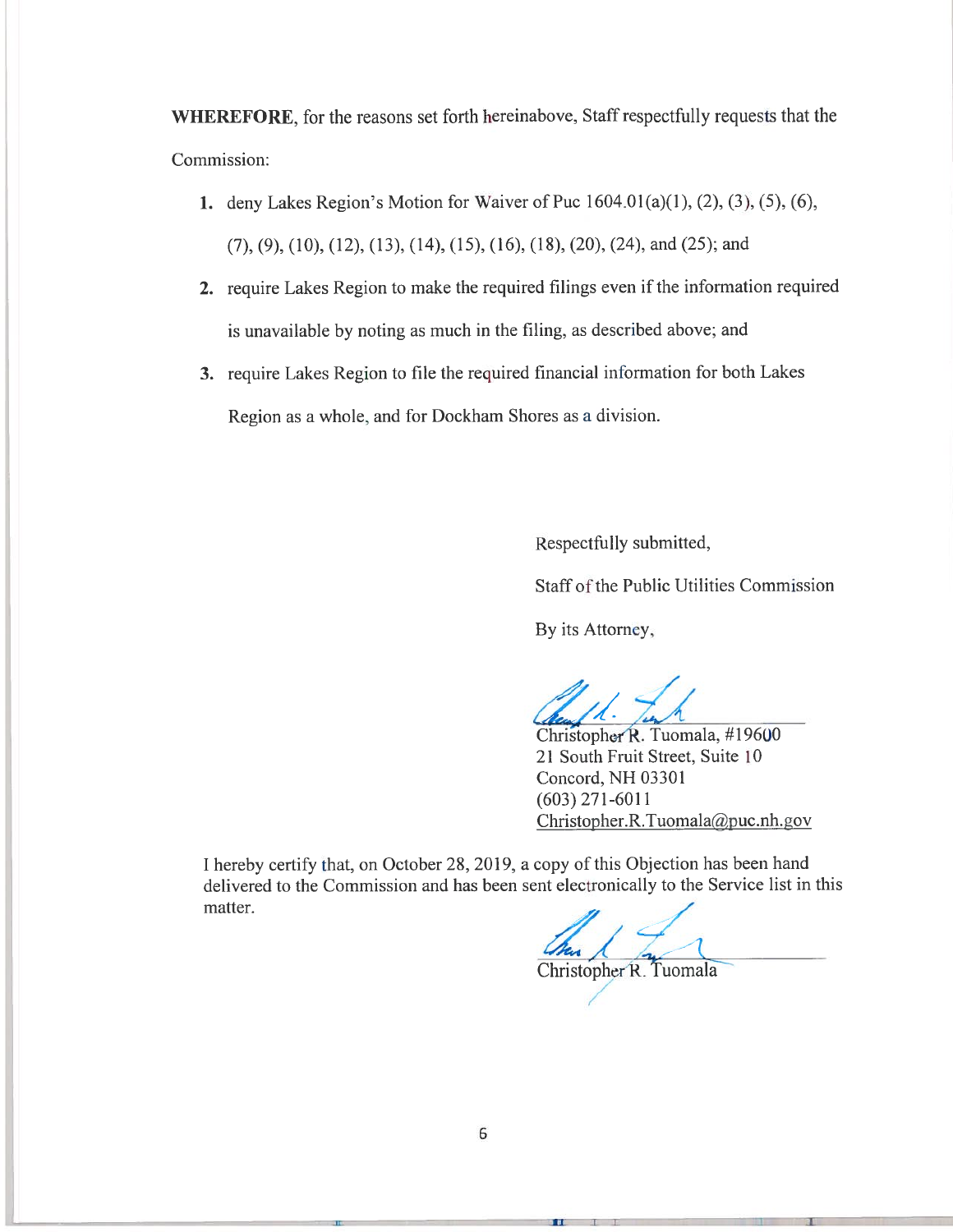**WHEREFORE**, for the reasons set forth hereinabove, Staff respectfully requests that the Commission:

1. deny Lakes Region's Motion for Waiver of Puc 1604.01(a)(1), (2), (3), (5), (6), (7), (9), (10), (12), (13), (14), (15), (16), (18), (20), (24), and (25); and
2. require Lakes Region to make the required filings even if the information required is unavailable by noting as much in the filing, as described above; and
3. require Lakes Region to file the required financial information for both Lakes Region as a whole, and for Dockham Shores as a division.

Respectfully submitted,

Staff of the Public Utilities Commission

By its Attorney,

Christopher R. Tuomala, #19600
21 South Fruit Street, Suite 10
Concord, NH 03301
(603) 271-6011
Christopher.R.Tuomala@puc.nh.gov

I hereby certify that, on October 28, 2019, a copy of this Objection has been hand delivered to the Commission and has been sent electronically to the Service list in this matter.

Christopher R. Tuomala